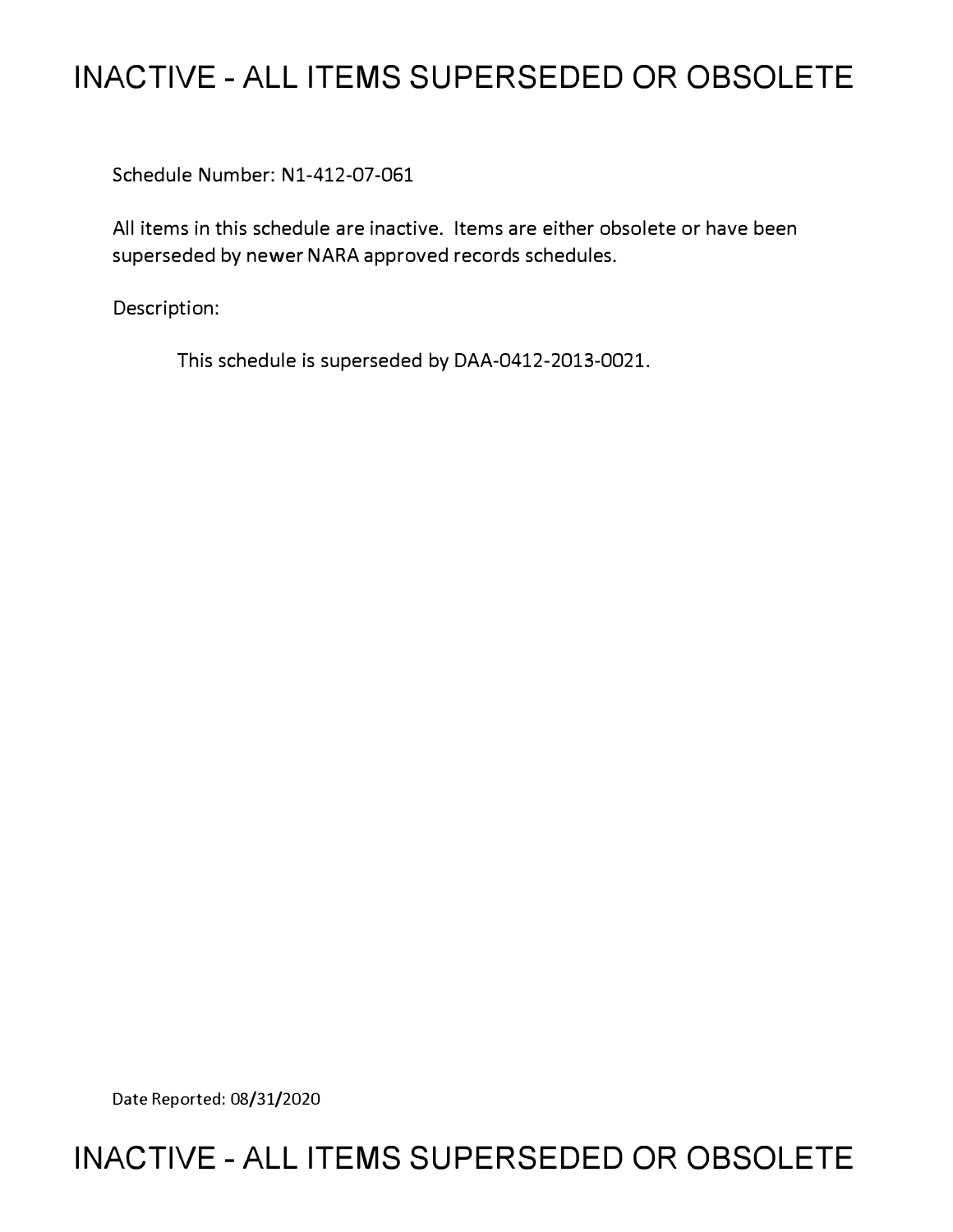# INACTIVE - ALL ITEMS SUPERSEDED OR OBSOLETE

Schedule Number: N1-412-07-061

All items in this schedule are inactive. Items are either obsolete or have been superseded by newer NARA approved records schedules.

Description:

This schedule is superseded by DAA-0412-2013-0021.

Date Reported: 08/31/2020

# INACTIVE - ALL ITEMS SUPERSEDED OR OBSOLETE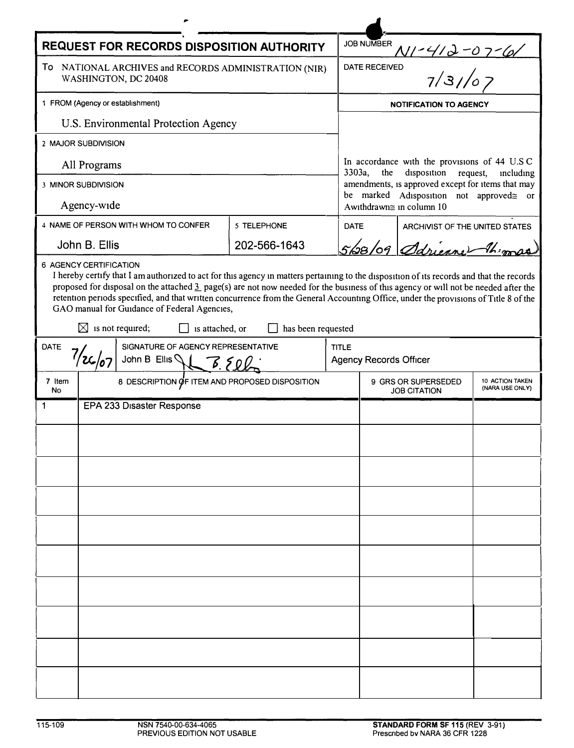# REQUEST FOR RECORDS DISPOSITION AUTHORITY

**JOB NUMBER** N1-412-07-61

**DATE RECEIVED** 7/31/07

To NATIONAL ARCHIVES and RECORDS ADMINISTRATION (NIR)
WASHINGTON, DC 20408

1 FROM (Agency or establishment)

U.S. Environmental Protection Agency

2 MAJOR SUBDIVISION

All Programs

3 MINOR SUBDIVISION

Agency-wide

4 NAME OF PERSON WITH WHOM TO CONFER

John B. Ellis

5 TELEPHONE

202-566-1643

**NOTIFICATION TO AGENCY**

In accordance with the provisions of 44 U.S.C. 3303a, the disposition request, including amendments, is approved except for items that may be marked "disposition not approved" or "withdrawn" in column 10

DATE: 5/28/09

ARCHIVIST OF THE UNITED STATES: Adrienne Thomas

6 AGENCY CERTIFICATION

I hereby certify that I am authorized to act for this agency in matters pertaining to the disposition of its records and that the records proposed for disposal on the attached 3 page(s) are not now needed for the business of this agency or will not be needed after the retention periods specified, and that written concurrence from the General Accounting Office, under the provisions of Title 8 of the GAO manual for Guidance of Federal Agencies,

☒ is not required; ☐ is attached, or ☐ has been requested

DATE: 7/26/07

SIGNATURE OF AGENCY REPRESENTATIVE: John B Ellis

TITLE: Agency Records Officer

| 7 Item No | 8 DESCRIPTION OF ITEM AND PROPOSED DISPOSITION | 9 GRS OR SUPERSEDED JOB CITATION | 10 ACTION TAKEN (NARA USE ONLY) |
|---|---|---|---|
| 1 | EPA 233 Disaster Response | | |

115-109 NSN 7540-00-634-4065 PREVIOUS EDITION NOT USABLE

STANDARD FORM SF 115 (REV 3-91) Prescribed by NARA 36 CFR 1228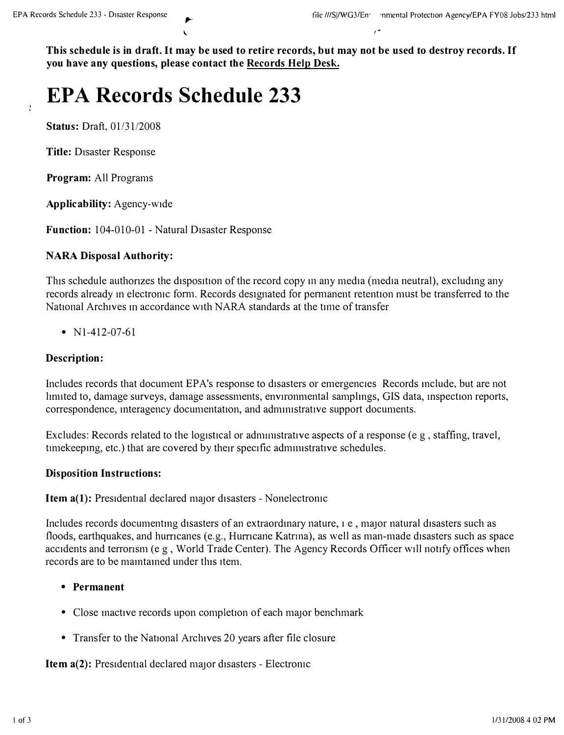**This schedule is in draft. It may be used to retire records, but may not be used to destroy records. If you have any questions, please contact the Records Help Desk.**

# EPA Records Schedule 233

**Status:** Draft, 01/31/2008

**Title:** Disaster Response

**Program:** All Programs

**Applicability:** Agency-wide

**Function:** 104-010-01 - Natural Disaster Response

### NARA Disposal Authority:

This schedule authorizes the disposition of the record copy in any media (media neutral), excluding any records already in electronic form. Records designated for permanent retention must be transferred to the National Archives in accordance with NARA standards at the time of transfer

- N1-412-07-61

### Description:

Includes records that document EPA's response to disasters or emergencies Records include, but are not limited to, damage surveys, damage assessments, environmental samplings, GIS data, inspection reports, correspondence, interagency documentation, and administrative support documents.

Excludes: Records related to the logistical or administrative aspects of a response (e g , staffing, travel, timekeeping, etc.) that are covered by their specific administrative schedules.

### Disposition Instructions:

**Item a(1):** Presidential declared major disasters - Nonelectronic

Includes records documenting disasters of an extraordinary nature, i e , major natural disasters such as floods, earthquakes, and hurricanes (e.g., Hurricane Katrina), as well as man-made disasters such as space accidents and terrorism (e g , World Trade Center). The Agency Records Officer will notify offices when records are to be maintained under this item.

- **Permanent**
- Close inactive records upon completion of each major benchmark
- Transfer to the National Archives 20 years after file closure

**Item a(2):** Presidential declared major disasters - Electronic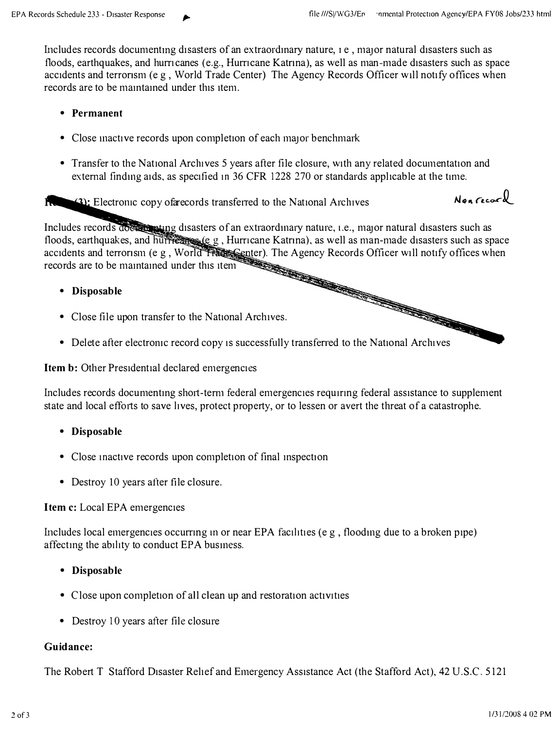Includes records documenting disasters of an extraordinary nature, i e , major natural disasters such as floods, earthquakes, and hurricanes (e.g., Hurricane Katrina), as well as man-made disasters such as space accidents and terrorism (e g , World Trade Center) The Agency Records Officer will notify offices when records are to be maintained under this item.

- **Permanent**
- Close inactive records upon completion of each major benchmark
- Transfer to the National Archives 5 years after file closure, with any related documentation and external finding aids, as specified in 36 CFR 1228 270 or standards applicable at the time.

**Item (3):** Electronic copy of records transferred to the National Archives — Nonrecord

Includes records documenting disasters of an extraordinary nature, i.e., major natural disasters such as floods, earthquakes, and hurricanes (e g , Hurricane Katrina), as well as man-made disasters such as space accidents and terrorism (e g , World Trade Center). The Agency Records Officer will notify offices when records are to be maintained under this item

- **Disposable**
- Close file upon transfer to the National Archives.
- Delete after electronic record copy is successfully transferred to the National Archives

**Item b:** Other Presidential declared emergencies

Includes records documenting short-term federal emergencies requiring federal assistance to supplement state and local efforts to save lives, protect property, or to lessen or avert the threat of a catastrophe.

- **Disposable**
- Close inactive records upon completion of final inspection
- Destroy 10 years after file closure.

**Item c:** Local EPA emergencies

Includes local emergencies occurring in or near EPA facilities (e g , flooding due to a broken pipe) affecting the ability to conduct EPA business.

- **Disposable**
- Close upon completion of all clean up and restoration activities
- Destroy 10 years after file closure

**Guidance:**

The Robert T Stafford Disaster Relief and Emergency Assistance Act (the Stafford Act), 42 U.S.C. 5121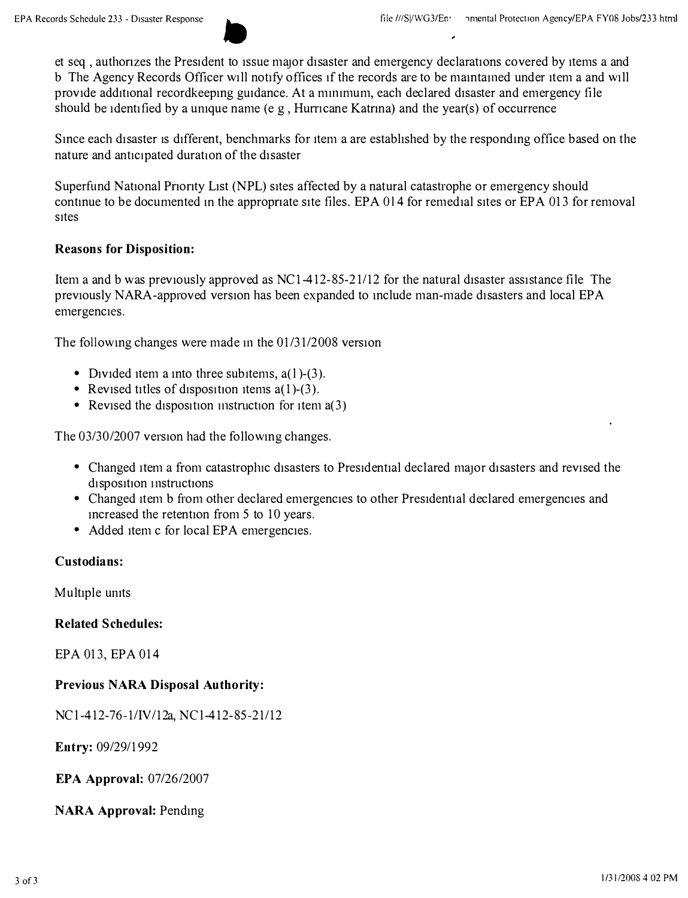et seq , authorizes the President to issue major disaster and emergency declarations covered by items a and b The Agency Records Officer will notify offices if the records are to be maintained under item a and will provide additional recordkeeping guidance. At a minimum, each declared disaster and emergency file should be identified by a unique name (e g , Hurricane Katrina) and the year(s) of occurrence

Since each disaster is different, benchmarks for item a are established by the responding office based on the nature and anticipated duration of the disaster

Superfund National Priority List (NPL) sites affected by a natural catastrophe or emergency should continue to be documented in the appropriate site files. EPA 014 for remedial sites or EPA 013 for removal sites

**Reasons for Disposition:**

Item a and b was previously approved as NC1-412-85-21/12 for the natural disaster assistance file The previously NARA-approved version has been expanded to include man-made disasters and local EPA emergencies.

The following changes were made in the 01/31/2008 version

- Divided item a into three subitems, a(1)-(3).
- Revised titles of disposition items a(1)-(3).
- Revised the disposition instruction for item a(3)

The 03/30/2007 version had the following changes.

- Changed item a from catastrophic disasters to Presidential declared major disasters and revised the disposition instructions
- Changed item b from other declared emergencies to other Presidential declared emergencies and increased the retention from 5 to 10 years.
- Added item c for local EPA emergencies.

**Custodians:**

Multiple units

**Related Schedules:**

EPA 013, EPA 014

**Previous NARA Disposal Authority:**

NC1-412-76-1/IV/12a, NC1-412-85-21/12

**Entry:** 09/29/1992

**EPA Approval:** 07/26/2007

**NARA Approval:** Pending